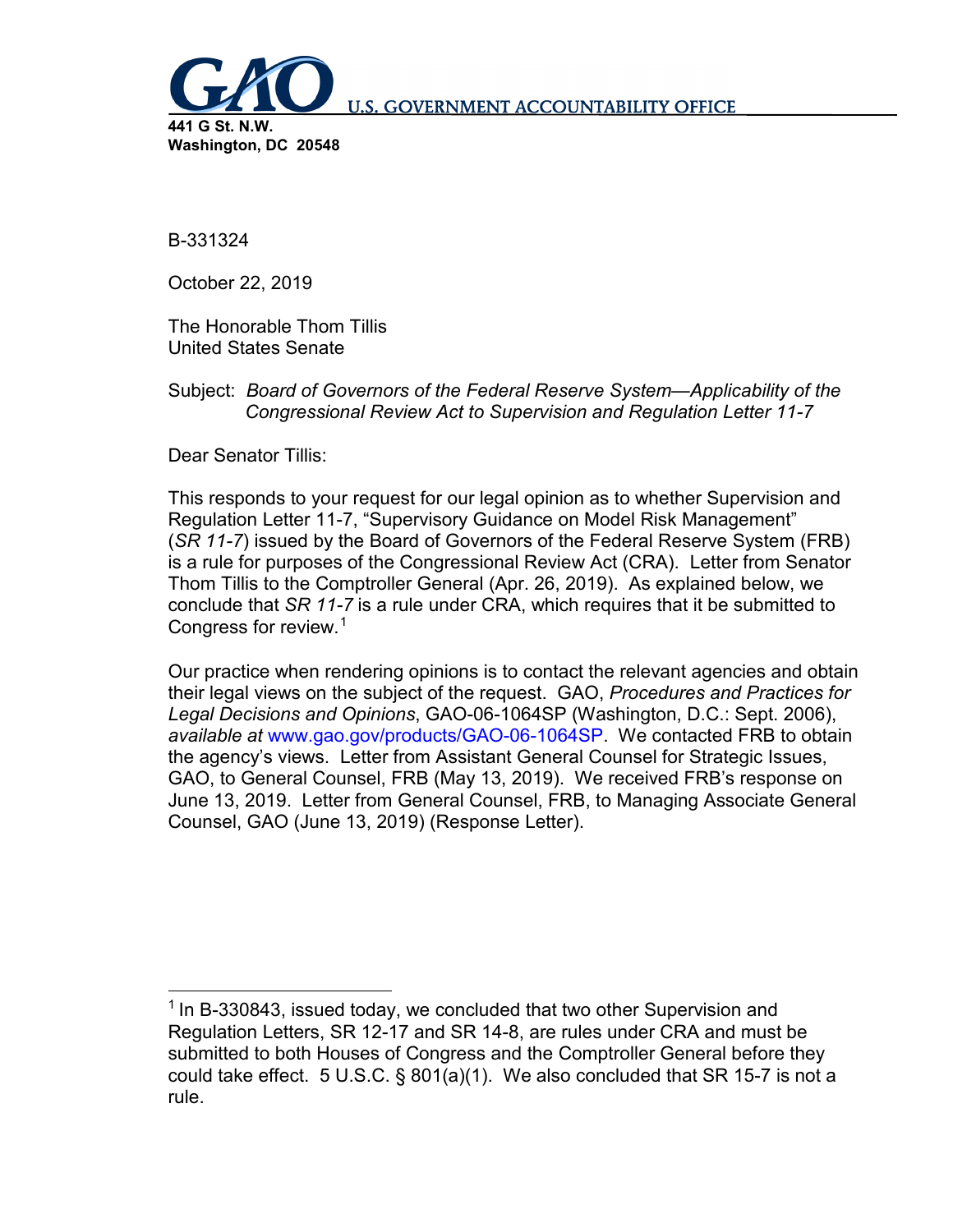**U.S. GOVERNMENT ACCOUNTABILITY OFFICE**

**441 G St. N.W.**
**Washington, DC 20548**

B-331324

October 22, 2019

The Honorable Thom Tillis
United States Senate

Subject: *Board of Governors of the Federal Reserve System—Applicability of the Congressional Review Act to Supervision and Regulation Letter 11-7*

Dear Senator Tillis:

This responds to your request for our legal opinion as to whether Supervision and Regulation Letter 11-7, "Supervisory Guidance on Model Risk Management" (*SR 11-7*) issued by the Board of Governors of the Federal Reserve System (FRB) is a rule for purposes of the Congressional Review Act (CRA). Letter from Senator Thom Tillis to the Comptroller General (Apr. 26, 2019). As explained below, we conclude that *SR 11-7* is a rule under CRA, which requires that it be submitted to Congress for review.[1]

Our practice when rendering opinions is to contact the relevant agencies and obtain their legal views on the subject of the request. GAO, *Procedures and Practices for Legal Decisions and Opinions*, GAO-06-1064SP (Washington, D.C.: Sept. 2006), *available at* www.gao.gov/products/GAO-06-1064SP. We contacted FRB to obtain the agency's views. Letter from Assistant General Counsel for Strategic Issues, GAO, to General Counsel, FRB (May 13, 2019). We received FRB's response on June 13, 2019. Letter from General Counsel, FRB, to Managing Associate General Counsel, GAO (June 13, 2019) (Response Letter).

---

[1] In B-330843, issued today, we concluded that two other Supervision and Regulation Letters, SR 12-17 and SR 14-8, are rules under CRA and must be submitted to both Houses of Congress and the Comptroller General before they could take effect. 5 U.S.C. § 801(a)(1). We also concluded that SR 15-7 is not a rule.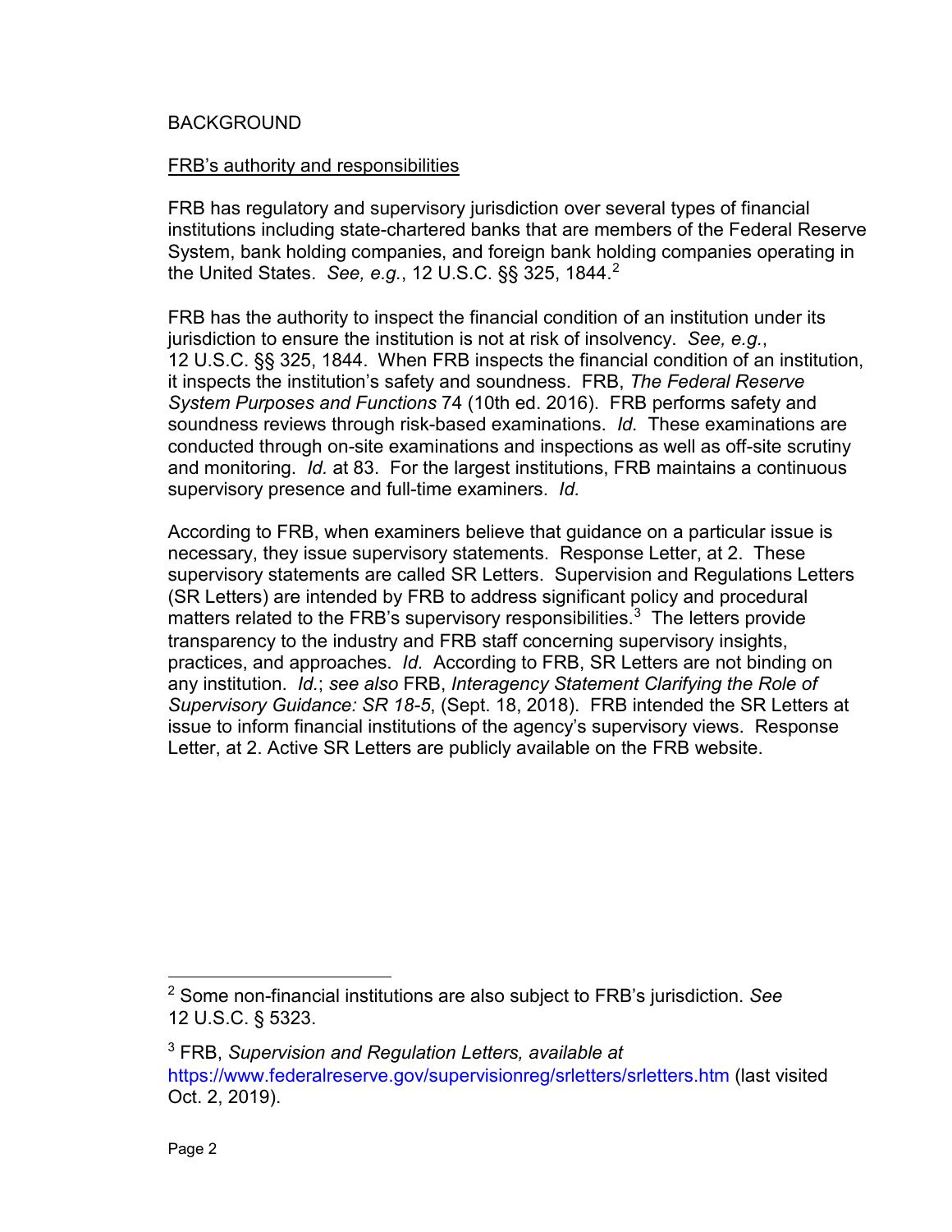BACKGROUND

FRB's authority and responsibilities

FRB has regulatory and supervisory jurisdiction over several types of financial institutions including state-chartered banks that are members of the Federal Reserve System, bank holding companies, and foreign bank holding companies operating in the United States. *See, e.g.*, 12 U.S.C. §§ 325, 1844.[2]

FRB has the authority to inspect the financial condition of an institution under its jurisdiction to ensure the institution is not at risk of insolvency. *See, e.g.*, 12 U.S.C. §§ 325, 1844. When FRB inspects the financial condition of an institution, it inspects the institution's safety and soundness. FRB, *The Federal Reserve System Purposes and Functions* 74 (10th ed. 2016). FRB performs safety and soundness reviews through risk-based examinations. *Id.* These examinations are conducted through on-site examinations and inspections as well as off-site scrutiny and monitoring. *Id.* at 83. For the largest institutions, FRB maintains a continuous supervisory presence and full-time examiners. *Id.*

According to FRB, when examiners believe that guidance on a particular issue is necessary, they issue supervisory statements. Response Letter, at 2. These supervisory statements are called SR Letters. Supervision and Regulations Letters (SR Letters) are intended by FRB to address significant policy and procedural matters related to the FRB's supervisory responsibilities.[3] The letters provide transparency to the industry and FRB staff concerning supervisory insights, practices, and approaches. *Id.* According to FRB, SR Letters are not binding on any institution. *Id.*; *see also* FRB, *Interagency Statement Clarifying the Role of Supervisory Guidance: SR 18-5*, (Sept. 18, 2018). FRB intended the SR Letters at issue to inform financial institutions of the agency's supervisory views. Response Letter, at 2. Active SR Letters are publicly available on the FRB website.

---

[2] Some non-financial institutions are also subject to FRB's jurisdiction. *See* 12 U.S.C. § 5323.

[3] FRB, *Supervision and Regulation Letters, available at* https://www.federalreserve.gov/supervisionreg/srletters/srletters.htm (last visited Oct. 2, 2019).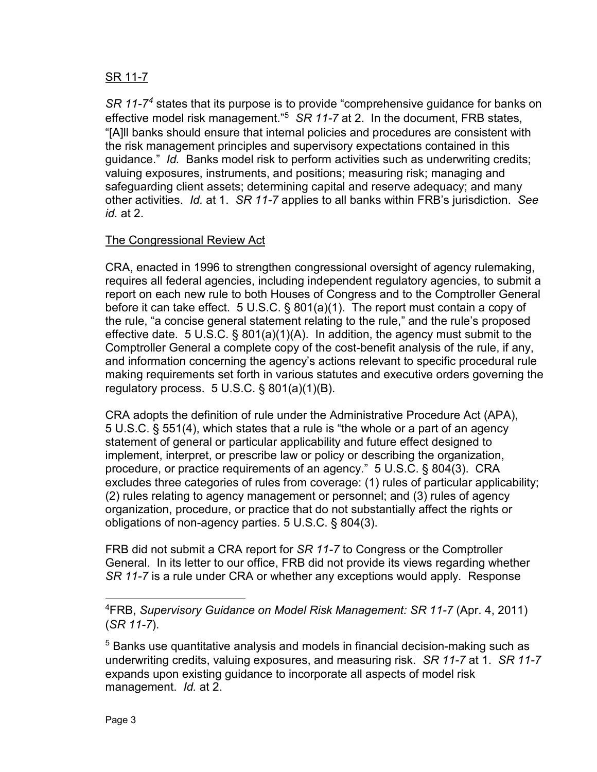SR 11-7

*SR 11-7*[4] states that its purpose is to provide "comprehensive guidance for banks on effective model risk management."[5] *SR 11-7* at 2. In the document, FRB states, "[A]ll banks should ensure that internal policies and procedures are consistent with the risk management principles and supervisory expectations contained in this guidance." *Id.* Banks model risk to perform activities such as underwriting credits; valuing exposures, instruments, and positions; measuring risk; managing and safeguarding client assets; determining capital and reserve adequacy; and many other activities. *Id.* at 1. *SR 11-7* applies to all banks within FRB's jurisdiction. *See id.* at 2.

The Congressional Review Act

CRA, enacted in 1996 to strengthen congressional oversight of agency rulemaking, requires all federal agencies, including independent regulatory agencies, to submit a report on each new rule to both Houses of Congress and to the Comptroller General before it can take effect. 5 U.S.C. § 801(a)(1). The report must contain a copy of the rule, "a concise general statement relating to the rule," and the rule's proposed effective date. 5 U.S.C. § 801(a)(1)(A). In addition, the agency must submit to the Comptroller General a complete copy of the cost-benefit analysis of the rule, if any, and information concerning the agency's actions relevant to specific procedural rule making requirements set forth in various statutes and executive orders governing the regulatory process. 5 U.S.C. § 801(a)(1)(B).

CRA adopts the definition of rule under the Administrative Procedure Act (APA), 5 U.S.C. § 551(4), which states that a rule is "the whole or a part of an agency statement of general or particular applicability and future effect designed to implement, interpret, or prescribe law or policy or describing the organization, procedure, or practice requirements of an agency." 5 U.S.C. § 804(3). CRA excludes three categories of rules from coverage: (1) rules of particular applicability; (2) rules relating to agency management or personnel; and (3) rules of agency organization, procedure, or practice that do not substantially affect the rights or obligations of non-agency parties. 5 U.S.C. § 804(3).

FRB did not submit a CRA report for *SR 11-7* to Congress or the Comptroller General. In its letter to our office, FRB did not provide its views regarding whether *SR 11-7* is a rule under CRA or whether any exceptions would apply. Response

---

[4]FRB, *Supervisory Guidance on Model Risk Management: SR 11-7* (Apr. 4, 2011) (*SR 11-7*).

[5] Banks use quantitative analysis and models in financial decision-making such as underwriting credits, valuing exposures, and measuring risk. *SR 11-7* at 1. *SR 11-7* expands upon existing guidance to incorporate all aspects of model risk management. *Id.* at 2.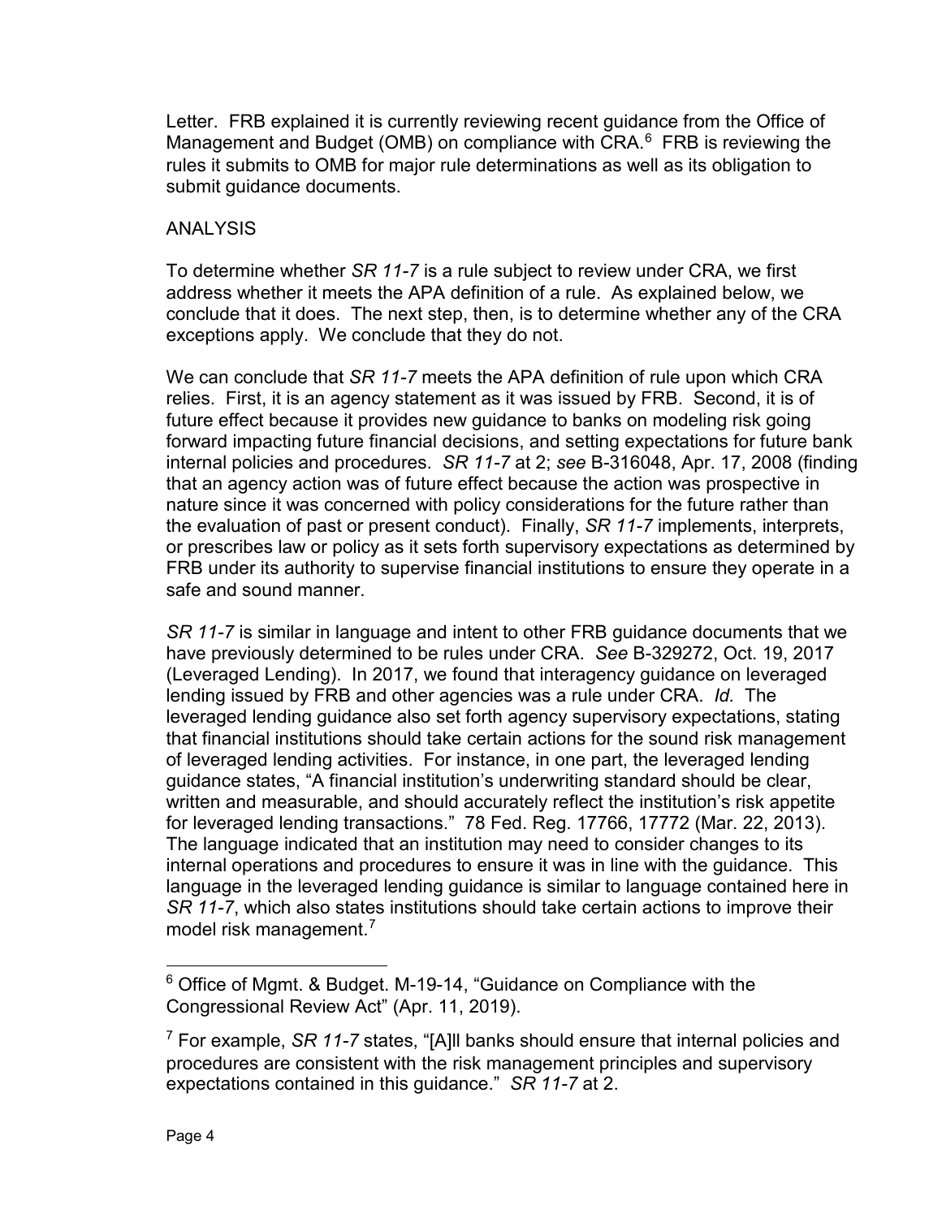Letter. FRB explained it is currently reviewing recent guidance from the Office of Management and Budget (OMB) on compliance with CRA.[6] FRB is reviewing the rules it submits to OMB for major rule determinations as well as its obligation to submit guidance documents.

## ANALYSIS

To determine whether *SR 11-7* is a rule subject to review under CRA, we first address whether it meets the APA definition of a rule. As explained below, we conclude that it does. The next step, then, is to determine whether any of the CRA exceptions apply. We conclude that they do not.

We can conclude that *SR 11-7* meets the APA definition of rule upon which CRA relies. First, it is an agency statement as it was issued by FRB. Second, it is of future effect because it provides new guidance to banks on modeling risk going forward impacting future financial decisions, and setting expectations for future bank internal policies and procedures. *SR 11-7* at 2; *see* B-316048, Apr. 17, 2008 (finding that an agency action was of future effect because the action was prospective in nature since it was concerned with policy considerations for the future rather than the evaluation of past or present conduct). Finally, *SR 11-7* implements, interprets, or prescribes law or policy as it sets forth supervisory expectations as determined by FRB under its authority to supervise financial institutions to ensure they operate in a safe and sound manner.

*SR 11-7* is similar in language and intent to other FRB guidance documents that we have previously determined to be rules under CRA. *See* B-329272, Oct. 19, 2017 (Leveraged Lending). In 2017, we found that interagency guidance on leveraged lending issued by FRB and other agencies was a rule under CRA. *Id.* The leveraged lending guidance also set forth agency supervisory expectations, stating that financial institutions should take certain actions for the sound risk management of leveraged lending activities. For instance, in one part, the leveraged lending guidance states, "A financial institution's underwriting standard should be clear, written and measurable, and should accurately reflect the institution's risk appetite for leveraged lending transactions." 78 Fed. Reg. 17766, 17772 (Mar. 22, 2013). The language indicated that an institution may need to consider changes to its internal operations and procedures to ensure it was in line with the guidance. This language in the leveraged lending guidance is similar to language contained here in *SR 11-7*, which also states institutions should take certain actions to improve their model risk management.[7]

---

[6] Office of Mgmt. & Budget. M-19-14, "Guidance on Compliance with the Congressional Review Act" (Apr. 11, 2019).

[7] For example, *SR 11-7* states, "[A]ll banks should ensure that internal policies and procedures are consistent with the risk management principles and supervisory expectations contained in this guidance." *SR 11-7* at 2.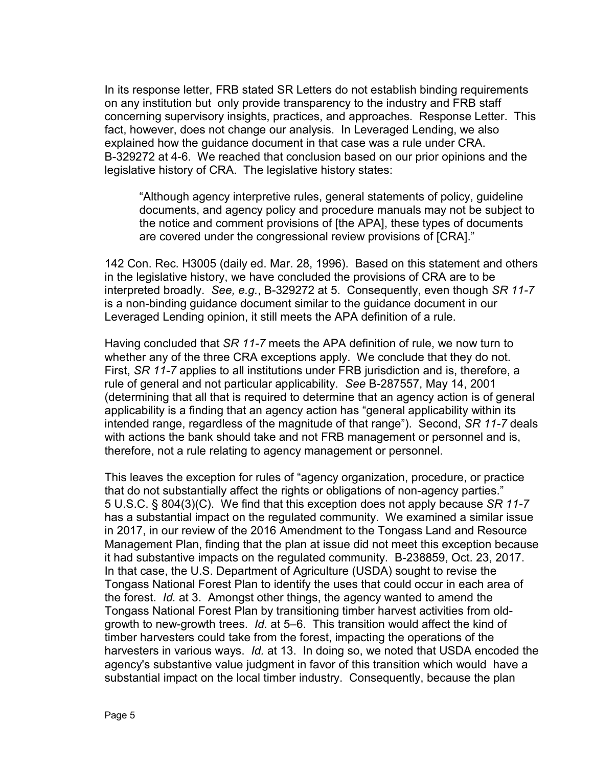In its response letter, FRB stated SR Letters do not establish binding requirements on any institution but only provide transparency to the industry and FRB staff concerning supervisory insights, practices, and approaches. Response Letter. This fact, however, does not change our analysis. In Leveraged Lending, we also explained how the guidance document in that case was a rule under CRA. B-329272 at 4-6. We reached that conclusion based on our prior opinions and the legislative history of CRA. The legislative history states:

> "Although agency interpretive rules, general statements of policy, guideline documents, and agency policy and procedure manuals may not be subject to the notice and comment provisions of [the APA], these types of documents are covered under the congressional review provisions of [CRA]."

142 Con. Rec. H3005 (daily ed. Mar. 28, 1996). Based on this statement and others in the legislative history, we have concluded the provisions of CRA are to be interpreted broadly. *See, e.g.*, B-329272 at 5. Consequently, even though *SR 11-7* is a non-binding guidance document similar to the guidance document in our Leveraged Lending opinion, it still meets the APA definition of a rule.

Having concluded that *SR 11-7* meets the APA definition of rule, we now turn to whether any of the three CRA exceptions apply. We conclude that they do not. First, *SR 11-7* applies to all institutions under FRB jurisdiction and is, therefore, a rule of general and not particular applicability. *See* B-287557, May 14, 2001 (determining that all that is required to determine that an agency action is of general applicability is a finding that an agency action has "general applicability within its intended range, regardless of the magnitude of that range"). Second, *SR 11-7* deals with actions the bank should take and not FRB management or personnel and is, therefore, not a rule relating to agency management or personnel.

This leaves the exception for rules of "agency organization, procedure, or practice that do not substantially affect the rights or obligations of non-agency parties." 5 U.S.C. § 804(3)(C). We find that this exception does not apply because *SR 11-7* has a substantial impact on the regulated community. We examined a similar issue in 2017, in our review of the 2016 Amendment to the Tongass Land and Resource Management Plan, finding that the plan at issue did not meet this exception because it had substantive impacts on the regulated community. B-238859, Oct. 23, 2017. In that case, the U.S. Department of Agriculture (USDA) sought to revise the Tongass National Forest Plan to identify the uses that could occur in each area of the forest. *Id.* at 3. Amongst other things, the agency wanted to amend the Tongass National Forest Plan by transitioning timber harvest activities from old-growth to new-growth trees. *Id.* at 5–6. This transition would affect the kind of timber harvesters could take from the forest, impacting the operations of the harvesters in various ways. *Id.* at 13. In doing so, we noted that USDA encoded the agency's substantive value judgment in favor of this transition which would have a substantial impact on the local timber industry. Consequently, because the plan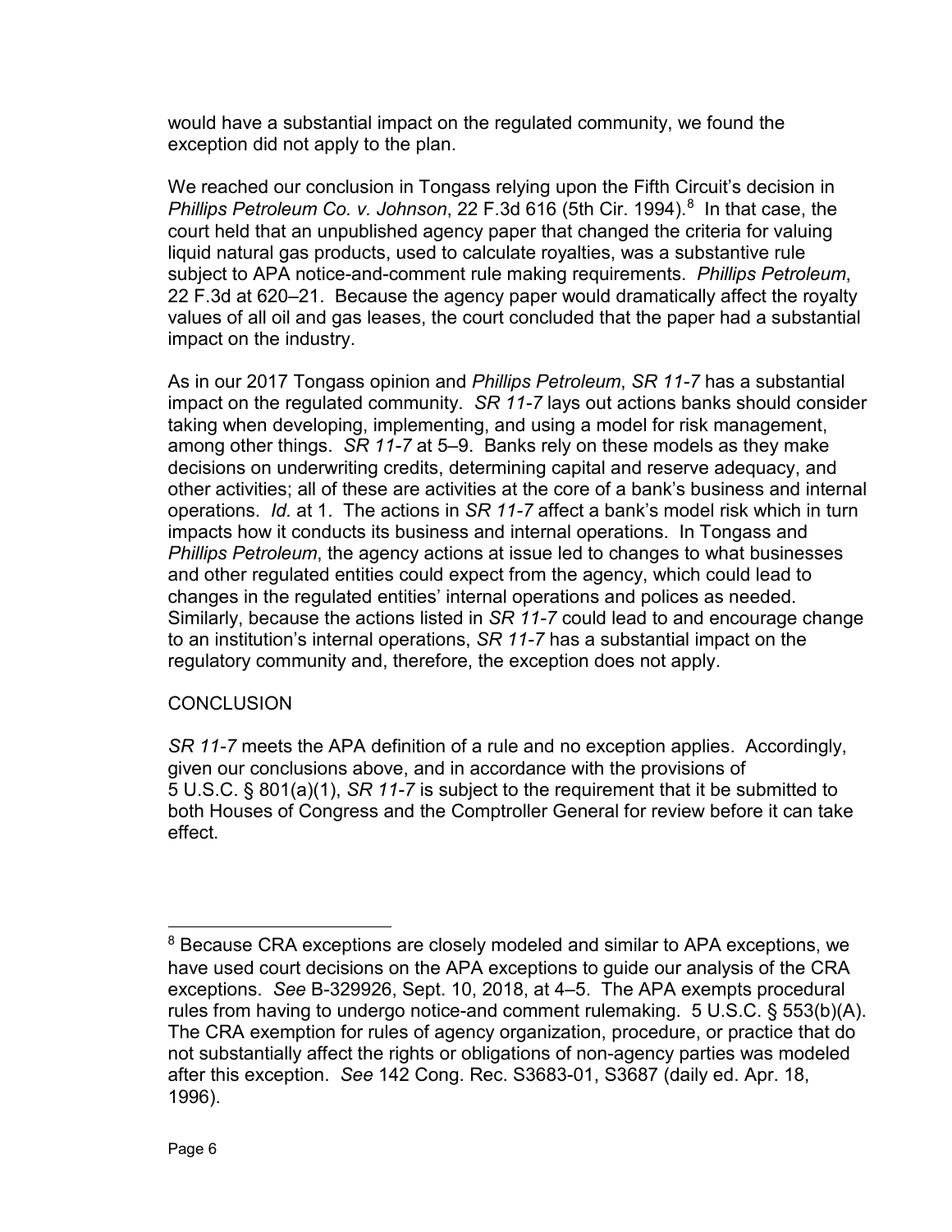would have a substantial impact on the regulated community, we found the exception did not apply to the plan.

We reached our conclusion in Tongass relying upon the Fifth Circuit's decision in *Phillips Petroleum Co. v. Johnson*, 22 F.3d 616 (5th Cir. 1994).[8] In that case, the court held that an unpublished agency paper that changed the criteria for valuing liquid natural gas products, used to calculate royalties, was a substantive rule subject to APA notice-and-comment rule making requirements. *Phillips Petroleum*, 22 F.3d at 620–21. Because the agency paper would dramatically affect the royalty values of all oil and gas leases, the court concluded that the paper had a substantial impact on the industry.

As in our 2017 Tongass opinion and *Phillips Petroleum*, *SR 11-7* has a substantial impact on the regulated community. *SR 11-7* lays out actions banks should consider taking when developing, implementing, and using a model for risk management, among other things. *SR 11-7* at 5–9. Banks rely on these models as they make decisions on underwriting credits, determining capital and reserve adequacy, and other activities; all of these are activities at the core of a bank's business and internal operations. *Id.* at 1. The actions in *SR 11-7* affect a bank's model risk which in turn impacts how it conducts its business and internal operations. In Tongass and *Phillips Petroleum*, the agency actions at issue led to changes to what businesses and other regulated entities could expect from the agency, which could lead to changes in the regulated entities' internal operations and polices as needed. Similarly, because the actions listed in *SR 11-7* could lead to and encourage change to an institution's internal operations, *SR 11-7* has a substantial impact on the regulatory community and, therefore, the exception does not apply.

## CONCLUSION

*SR 11-7* meets the APA definition of a rule and no exception applies. Accordingly, given our conclusions above, and in accordance with the provisions of 5 U.S.C. § 801(a)(1), *SR 11-7* is subject to the requirement that it be submitted to both Houses of Congress and the Comptroller General for review before it can take effect.

---

[8] Because CRA exceptions are closely modeled and similar to APA exceptions, we have used court decisions on the APA exceptions to guide our analysis of the CRA exceptions. *See* B-329926, Sept. 10, 2018, at 4–5. The APA exempts procedural rules from having to undergo notice-and comment rulemaking. 5 U.S.C. § 553(b)(A). The CRA exemption for rules of agency organization, procedure, or practice that do not substantially affect the rights or obligations of non-agency parties was modeled after this exception. *See* 142 Cong. Rec. S3683-01, S3687 (daily ed. Apr. 18, 1996).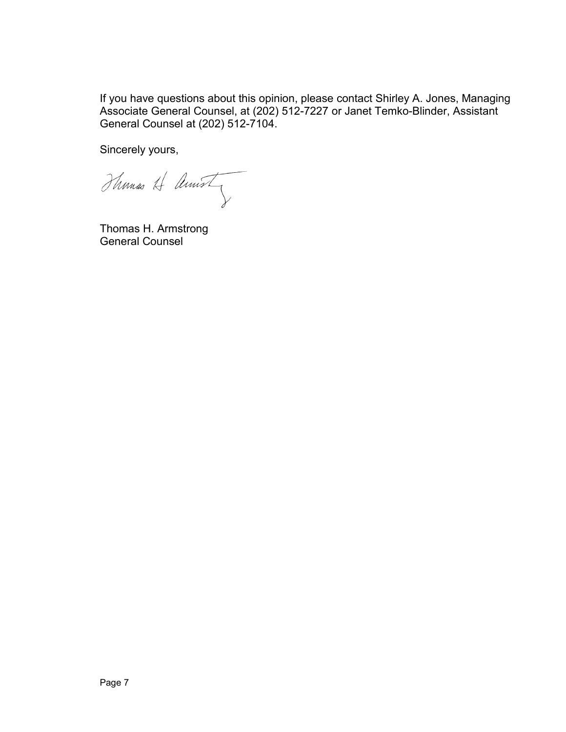If you have questions about this opinion, please contact Shirley A. Jones, Managing Associate General Counsel, at (202) 512-7227 or Janet Temko-Blinder, Assistant General Counsel at (202) 512-7104.

Sincerely yours,

Thomas H. Armstrong
General Counsel